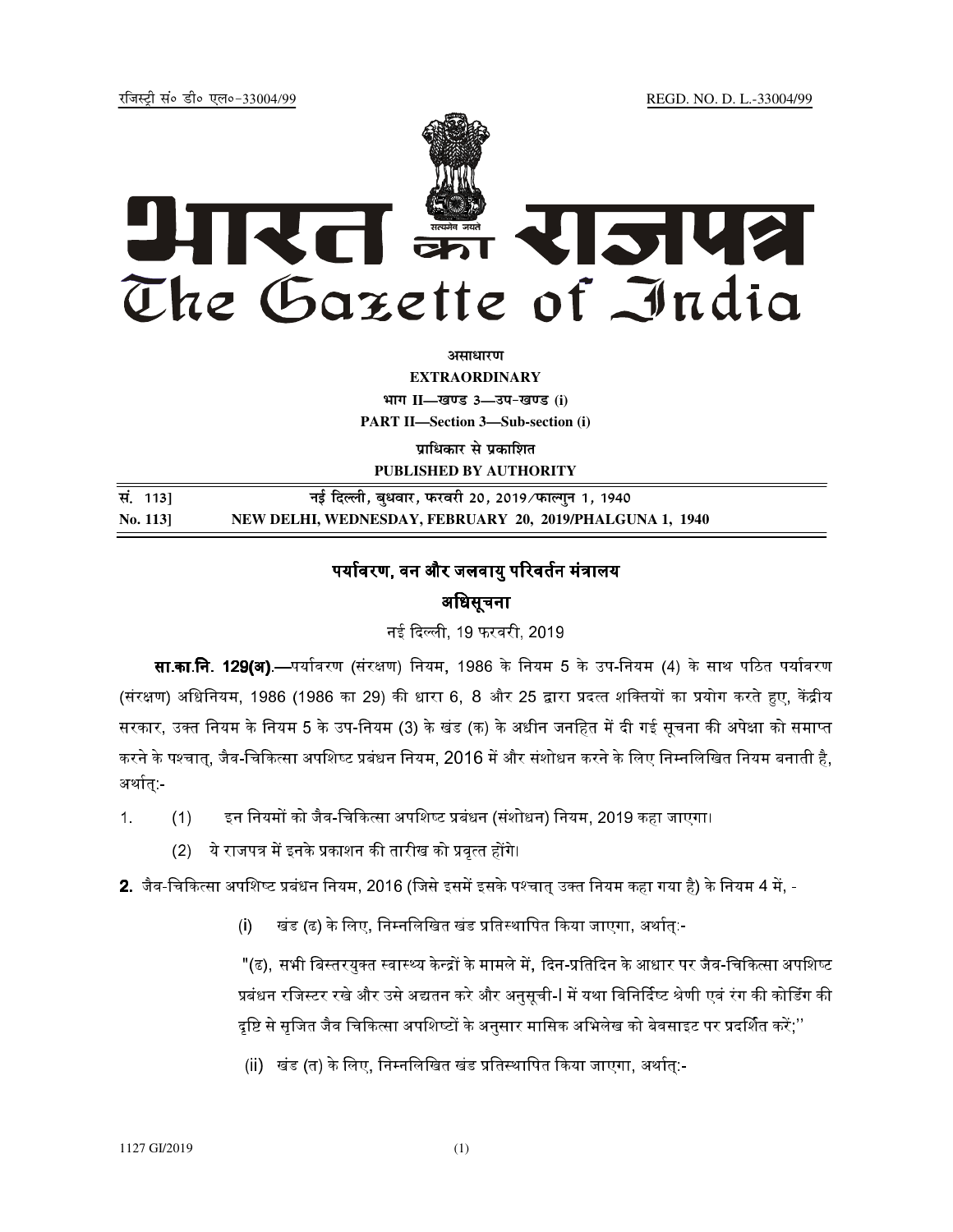रजिस्ट्री सं० डी० एल०-33004/99 REGD. NO. D. L.-33004/99

# भारत का राजपत्र
# The Gazette of India

**असाधारण**

**EXTRAORDINARY**

**भाग II—खण्ड 3—उप-खण्ड (i)**

**PART II—Section 3—Sub-section (i)**

**प्राधिकार से प्रकाशित**

**PUBLISHED BY AUTHORITY**

| सं. 113] | नई दिल्ली, बुधवार, फरवरी 20, 2019/फाल्गुन 1, 1940 |
|---|---|
| **No. 113]** | **NEW DELHI, WEDNESDAY, FEBRUARY 20, 2019/PHALGUNA 1, 1940** |

## पर्यावरण, वन और जलवायु परिवर्तन मंत्रालय

### अधिसूचना

नई दिल्ली, 19 फरवरी, 2019

**सा.का.नि. 129(अ).**—पर्यावरण (संरक्षण) नियम, 1986 के नियम 5 के उप-नियम (4) के साथ पठित पर्यावरण (संरक्षण) अधिनियम, 1986 (1986 का 29) की धारा 6, 8 और 25 द्वारा प्रदत्त शक्तियों का प्रयोग करते हुए, केंद्रीय सरकार, उक्त नियम के नियम 5 के उप-नियम (3) के खंड (क) के अधीन जनहित में दी गई सूचना की अपेक्षा को समाप्त करने के पश्चात्, जैव-चिकित्सा अपशिष्ट प्रबंधन नियम, 2016 में और संशोधन करने के लिए निम्नलिखित नियम बनाती है, अर्थात्:-

1. (1) इन नियमों को जैव-चिकित्सा अपशिष्ट प्रबंधन (संशोधन) नियम, 2019 कहा जाएगा।

   (2) ये राजपत्र में इनके प्रकाशन की तारीख को प्रवृत्त होंगे।

**2.** जैव-चिकित्सा अपशिष्ट प्रबंधन नियम, 2016 (जिसे इसमें इसके पश्चात् उक्त नियम कहा गया है) के नियम 4 में, -

(i) खंड (ढ) के लिए, निम्नलिखित खंड प्रतिस्थापित किया जाएगा, अर्थात्:-

"(ढ), सभी बिस्तरयुक्त स्वास्थ्य केन्द्रों के मामले में, दिन-प्रतिदिन के आधार पर जैव-चिकित्सा अपशिष्ट प्रबंधन रजिस्टर रखे और उसे अद्यतन करे और अनुसूची-I में यथा विनिर्दिष्ट श्रेणी एवं रंग की कोडिंग की दृष्टि से सृजित जैव चिकित्सा अपशिष्टों के अनुसार मासिक अभिलेख को बेवसाइट पर प्रदर्शित करें;"

(ii) खंड (त) के लिए, निम्नलिखित खंड प्रतिस्थापित किया जाएगा, अर्थात्:-

1127 GI/2019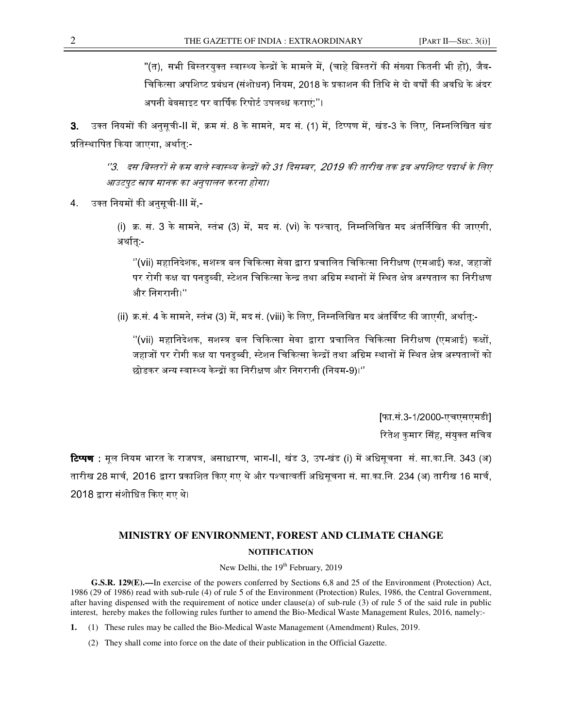"(त), सभी बिस्तरयुक्त स्वास्थ्य केन्द्रों के मामले में, (चाहे बिस्तरों की संख्या कितनी भी हो), जैव-चिकित्सा अपशिष्ट प्रबंधन (संशोधन) नियम, 2018 के प्रकाशन की तिथि से दो वर्षों की अवधि के अंदर अपनी बेवसाइट पर वार्षिक रिपोर्ट उपलब्ध कराएं;"।

**3.** उक्त नियमों की अनुसूची-II में, क्रम सं. 8 के सामने, मद सं. (1) में, टिप्पण में, खंड-3 के लिए, निम्नलिखित खंड प्रतिस्थापित किया जाएगा, अर्थात्:-

*''3. दस बिस्तरों से कम वाले स्वास्थ्य केन्द्रों को 31 दिसम्बर, 2019 की तारीख तक द्रव अपशिष्ट पदार्थ के लिए आउटपुट स्राव मानक का अनुपालन करना होगा।*

4. उक्त नियमों की अनुसूची-III में,-

(i) क्र. सं. 3 के सामने, स्तंभ (3) में, मद सं. (vi) के पश्चात्, निम्नलिखित मद अंतर्लिखित की जाएगी, अर्थात्:-

''(vii) महानिदेशक, सशस्त्र बल चिकित्सा सेवा द्वारा प्रचालित चिकित्सा निरीक्षण (एमआई) कक्ष, जहाजों पर रोगी कक्ष या पनडुब्बी, स्टेशन चिकित्सा केन्द्र तथा अग्रिम स्थानों में स्थित क्षेत्र अस्पताल का निरीक्षण और निगरानी।''

(ii) क्र.सं. 4 के सामने, स्तंभ (3) में, मद सं. (viii) के लिए, निम्नलिखित मद अंतर्विष्ट की जाएगी, अर्थात्:-

''(vii) महानिदेशक, सशस्त्र बल चिकित्सा सेवा द्वारा प्रचालित चिकित्सा निरीक्षण (एमआई) कक्षों, जहाजों पर रोगी कक्ष या पनडुब्बी, स्टेशन चिकित्सा केन्द्रों तथा अग्रिम स्थानों में स्थित क्षेत्र अस्पतालों को छोडकर अन्य स्वास्थ्य केन्द्रों का निरीक्षण और निगरानी (नियम-9)।''

[फा.सं.3-1/2000-एचएसएमडी]

रितेश कुमार सिंह, संयुक्त सचिव

**टिप्पण** : मूल नियम भारत के राजपत्र, असाधारण, भाग-II, खंड 3, उप-खंड (i) में अधिसूचना सं. सा.का.नि. 343 (अ) तारीख 28 मार्च, 2016 द्वारा प्रकाशित किए गए थे और पश्चात्वर्ती अधिसूचना सं. सा.का.नि. 234 (अ) तारीख 16 मार्च, 2018 द्वारा संशोधित किए गए थे।

## MINISTRY OF ENVIRONMENT, FOREST AND CLIMATE CHANGE

### NOTIFICATION

New Delhi, the 19th February, 2019

**G.S.R. 129(E).—**In exercise of the powers conferred by Sections 6,8 and 25 of the Environment (Protection) Act, 1986 (29 of 1986) read with sub-rule (4) of rule 5 of the Environment (Protection) Rules, 1986, the Central Government, after having dispensed with the requirement of notice under clause(a) of sub-rule (3) of rule 5 of the said rule in public interest, hereby makes the following rules further to amend the Bio-Medical Waste Management Rules, 2016, namely:-

**1.** (1) These rules may be called the Bio-Medical Waste Management (Amendment) Rules, 2019.

(2) They shall come into force on the date of their publication in the Official Gazette.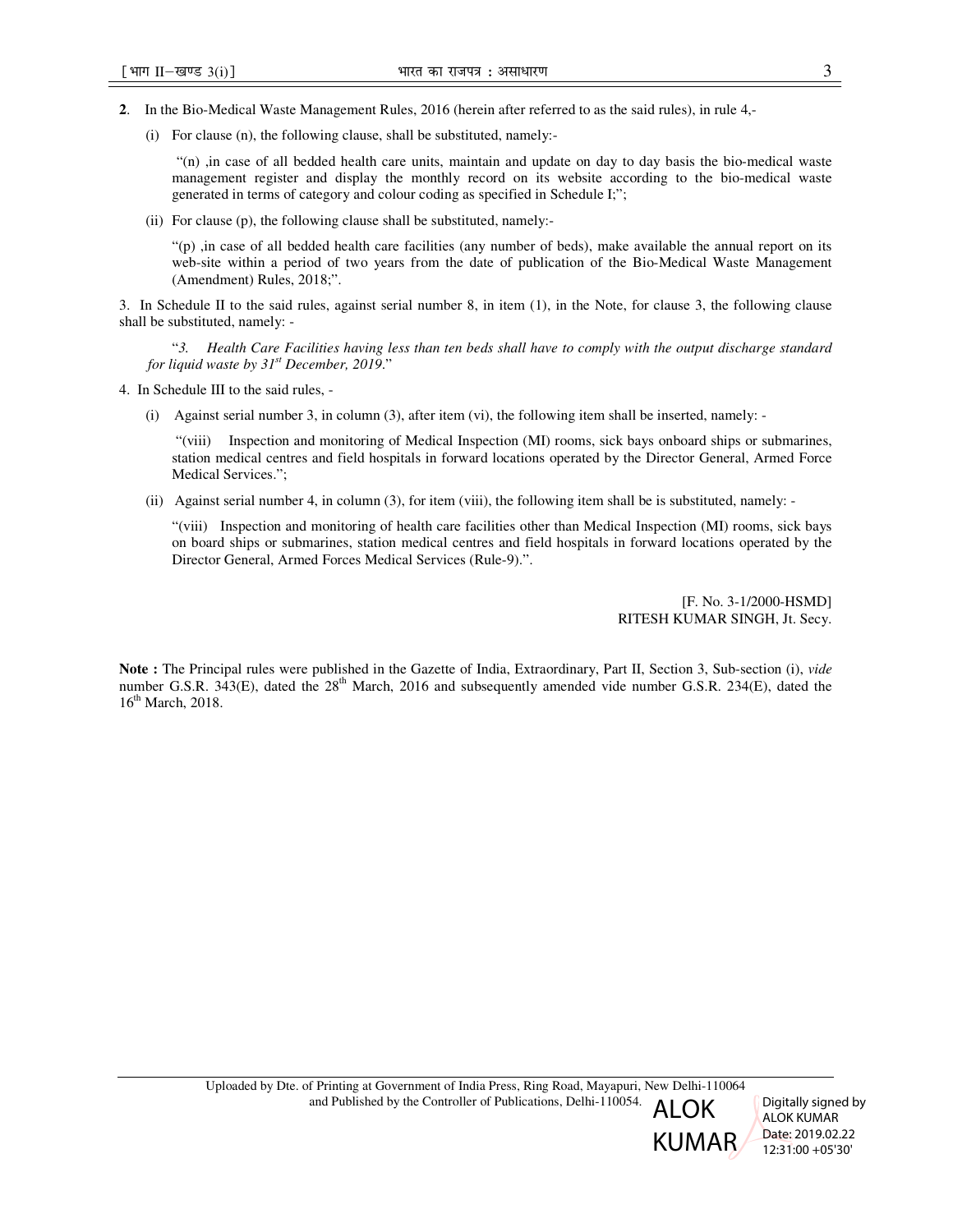**2**. In the Bio-Medical Waste Management Rules, 2016 (herein after referred to as the said rules), in rule 4,-

(i) For clause (n), the following clause, shall be substituted, namely:-

"(n) ,in case of all bedded health care units, maintain and update on day to day basis the bio-medical waste management register and display the monthly record on its website according to the bio-medical waste generated in terms of category and colour coding as specified in Schedule I;";

(ii) For clause (p), the following clause shall be substituted, namely:-

"(p) ,in case of all bedded health care facilities (any number of beds), make available the annual report on its web-site within a period of two years from the date of publication of the Bio-Medical Waste Management (Amendment) Rules, 2018;".

3. In Schedule II to the said rules, against serial number 8, in item (1), in the Note, for clause 3, the following clause shall be substituted, namely: -

"*3. Health Care Facilities having less than ten beds shall have to comply with the output discharge standard for liquid waste by 31st December, 2019*."

4. In Schedule III to the said rules, -

(i) Against serial number 3, in column (3), after item (vi), the following item shall be inserted, namely: -

"(viii) Inspection and monitoring of Medical Inspection (MI) rooms, sick bays onboard ships or submarines, station medical centres and field hospitals in forward locations operated by the Director General, Armed Force Medical Services.";

(ii) Against serial number 4, in column (3), for item (viii), the following item shall be is substituted, namely: -

"(viii) Inspection and monitoring of health care facilities other than Medical Inspection (MI) rooms, sick bays on board ships or submarines, station medical centres and field hospitals in forward locations operated by the Director General, Armed Forces Medical Services (Rule-9).".

[F. No. 3-1/2000-HSMD]
RITESH KUMAR SINGH, Jt. Secy.

**Note :** The Principal rules were published in the Gazette of India, Extraordinary, Part II, Section 3, Sub-section (i), *vide* number G.S.R. 343(E), dated the 28th March, 2016 and subsequently amended vide number G.S.R. 234(E), dated the 16th March, 2018.

Uploaded by Dte. of Printing at Government of India Press, Ring Road, Mayapuri, New Delhi-110064 and Published by the Controller of Publications, Delhi-110054.

ALOK KUMAR Digitally signed by ALOK KUMAR Date: 2019.02.22 12:31:00 +05'30'